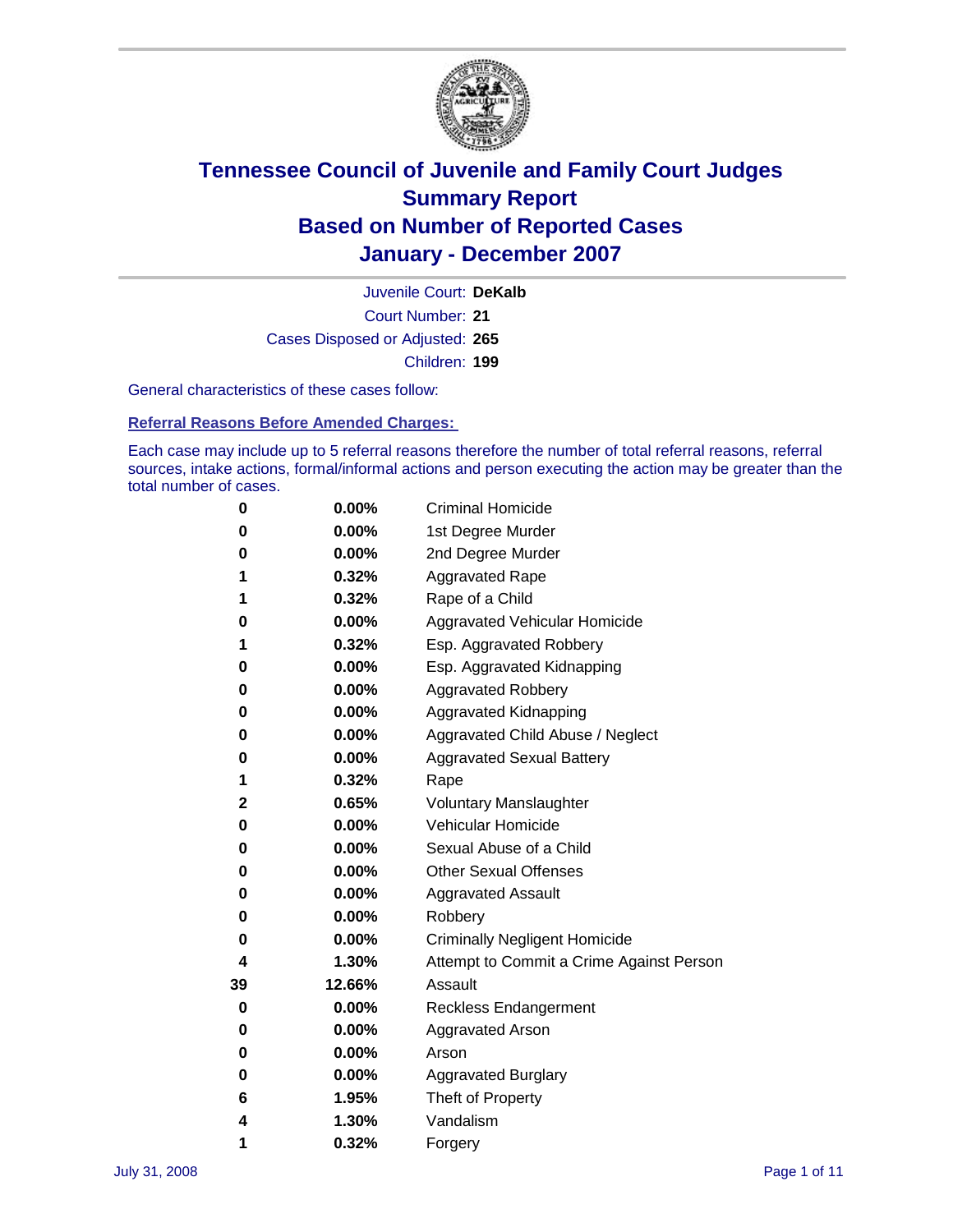# Tennessee Council of Juvenile and Family Court Judges
# Summary Report
# Based on Number of Reported Cases
# January - December 2007

Juvenile Court: **DeKalb**

Court Number: **21**

Cases Disposed or Adjusted: **265**

Children: **199**

General characteristics of these cases follow:

**Referral Reasons Before Amended Charges:**

Each case may include up to 5 referral reasons therefore the number of total referral reasons, referral sources, intake actions, formal/informal actions and person executing the action may be greater than the total number of cases.

| Count | Percent | Referral Reason |
|---|---|---|
| 0 | 0.00% | Criminal Homicide |
| 0 | 0.00% | 1st Degree Murder |
| 0 | 0.00% | 2nd Degree Murder |
| 1 | 0.32% | Aggravated Rape |
| 1 | 0.32% | Rape of a Child |
| 0 | 0.00% | Aggravated Vehicular Homicide |
| 1 | 0.32% | Esp. Aggravated Robbery |
| 0 | 0.00% | Esp. Aggravated Kidnapping |
| 0 | 0.00% | Aggravated Robbery |
| 0 | 0.00% | Aggravated Kidnapping |
| 0 | 0.00% | Aggravated Child Abuse / Neglect |
| 0 | 0.00% | Aggravated Sexual Battery |
| 1 | 0.32% | Rape |
| 2 | 0.65% | Voluntary Manslaughter |
| 0 | 0.00% | Vehicular Homicide |
| 0 | 0.00% | Sexual Abuse of a Child |
| 0 | 0.00% | Other Sexual Offenses |
| 0 | 0.00% | Aggravated Assault |
| 0 | 0.00% | Robbery |
| 0 | 0.00% | Criminally Negligent Homicide |
| 4 | 1.30% | Attempt to Commit a Crime Against Person |
| 39 | 12.66% | Assault |
| 0 | 0.00% | Reckless Endangerment |
| 0 | 0.00% | Aggravated Arson |
| 0 | 0.00% | Arson |
| 0 | 0.00% | Aggravated Burglary |
| 6 | 1.95% | Theft of Property |
| 4 | 1.30% | Vandalism |
| 1 | 0.32% | Forgery |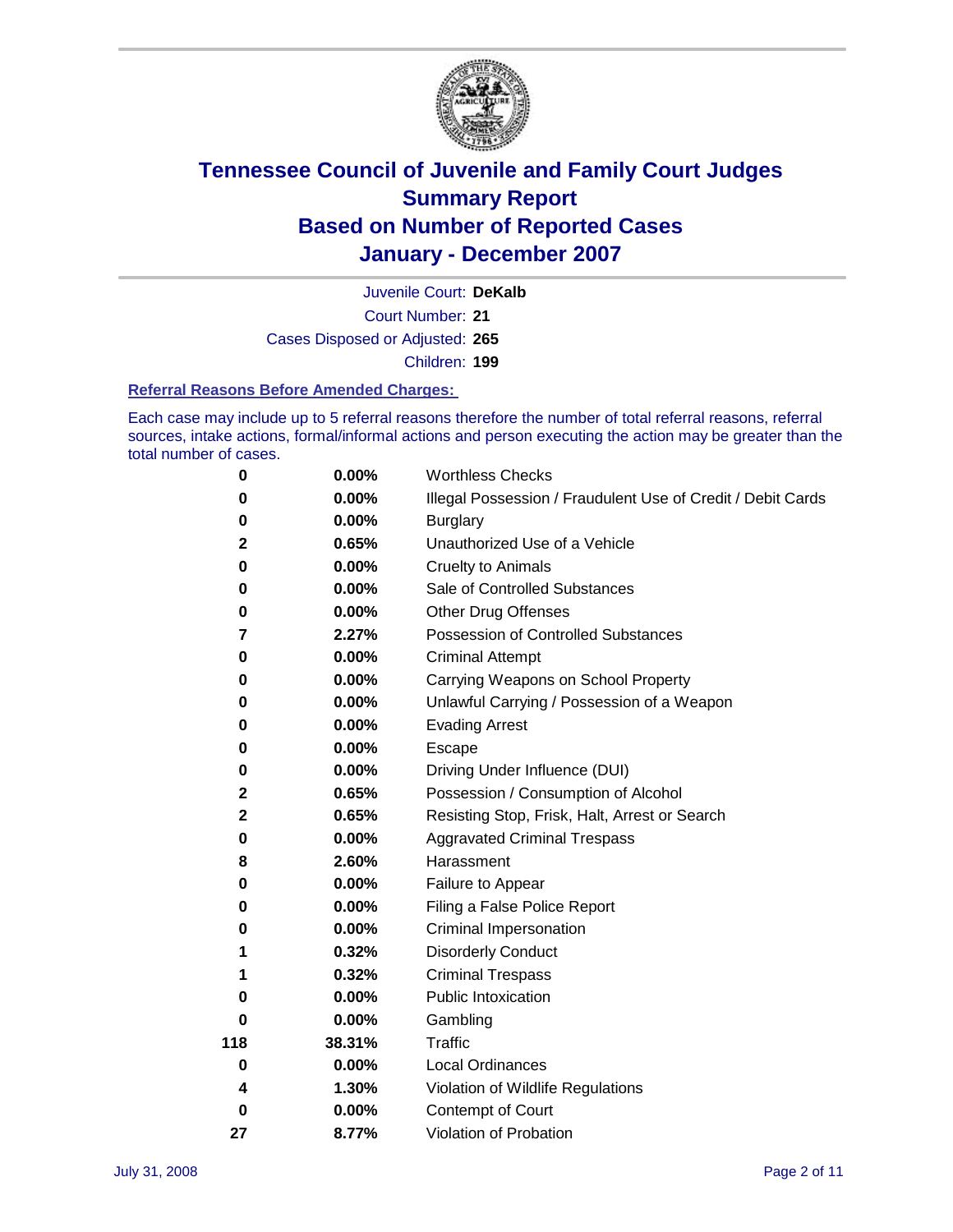# Tennessee Council of Juvenile and Family Court Judges
## Summary Report
## Based on Number of Reported Cases
## January - December 2007

Juvenile Court: **DeKalb**

Court Number: **21**

Cases Disposed or Adjusted: **265**

Children: **199**

### Referral Reasons Before Amended Charges:

Each case may include up to 5 referral reasons therefore the number of total referral reasons, referral sources, intake actions, formal/informal actions and person executing the action may be greater than the total number of cases.

| | | |
|---|---|---|
| 0 | 0.00% | Worthless Checks |
| 0 | 0.00% | Illegal Possession / Fraudulent Use of Credit / Debit Cards |
| 0 | 0.00% | Burglary |
| 2 | 0.65% | Unauthorized Use of a Vehicle |
| 0 | 0.00% | Cruelty to Animals |
| 0 | 0.00% | Sale of Controlled Substances |
| 0 | 0.00% | Other Drug Offenses |
| 7 | 2.27% | Possession of Controlled Substances |
| 0 | 0.00% | Criminal Attempt |
| 0 | 0.00% | Carrying Weapons on School Property |
| 0 | 0.00% | Unlawful Carrying / Possession of a Weapon |
| 0 | 0.00% | Evading Arrest |
| 0 | 0.00% | Escape |
| 0 | 0.00% | Driving Under Influence (DUI) |
| 2 | 0.65% | Possession / Consumption of Alcohol |
| 2 | 0.65% | Resisting Stop, Frisk, Halt, Arrest or Search |
| 0 | 0.00% | Aggravated Criminal Trespass |
| 8 | 2.60% | Harassment |
| 0 | 0.00% | Failure to Appear |
| 0 | 0.00% | Filing a False Police Report |
| 0 | 0.00% | Criminal Impersonation |
| 1 | 0.32% | Disorderly Conduct |
| 1 | 0.32% | Criminal Trespass |
| 0 | 0.00% | Public Intoxication |
| 0 | 0.00% | Gambling |
| 118 | 38.31% | Traffic |
| 0 | 0.00% | Local Ordinances |
| 4 | 1.30% | Violation of Wildlife Regulations |
| 0 | 0.00% | Contempt of Court |
| 27 | 8.77% | Violation of Probation |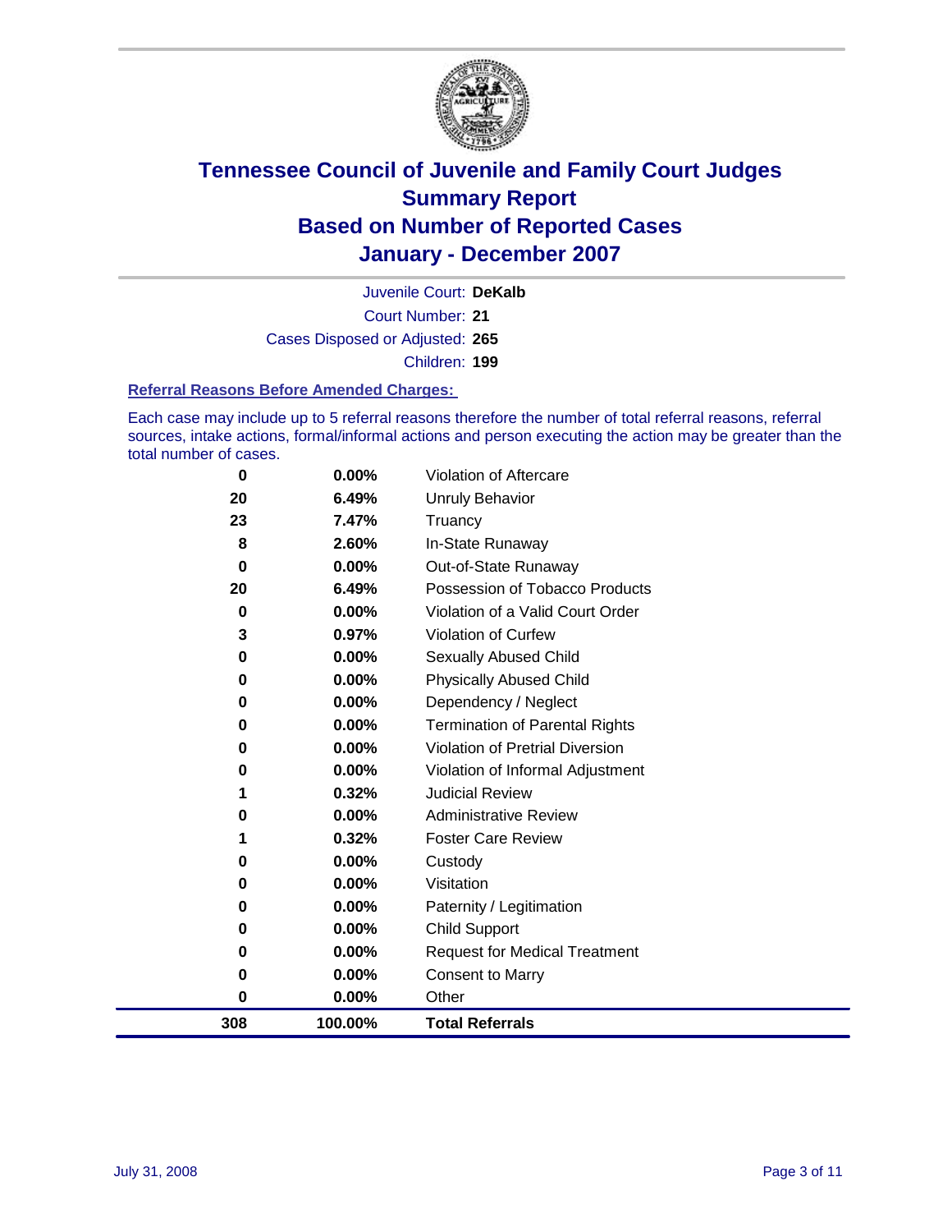# Tennessee Council of Juvenile and Family Court Judges
## Summary Report
## Based on Number of Reported Cases
## January - December 2007

Juvenile Court: **DeKalb**
Court Number: **21**
Cases Disposed or Adjusted: **265**
Children: **199**

### Referral Reasons Before Amended Charges:

Each case may include up to 5 referral reasons therefore the number of total referral reasons, referral sources, intake actions, formal/informal actions and person executing the action may be greater than the total number of cases.

| | | |
|---|---|---|
| 0 | 0.00% | Violation of Aftercare |
| 20 | 6.49% | Unruly Behavior |
| 23 | 7.47% | Truancy |
| 8 | 2.60% | In-State Runaway |
| 0 | 0.00% | Out-of-State Runaway |
| 20 | 6.49% | Possession of Tobacco Products |
| 0 | 0.00% | Violation of a Valid Court Order |
| 3 | 0.97% | Violation of Curfew |
| 0 | 0.00% | Sexually Abused Child |
| 0 | 0.00% | Physically Abused Child |
| 0 | 0.00% | Dependency / Neglect |
| 0 | 0.00% | Termination of Parental Rights |
| 0 | 0.00% | Violation of Pretrial Diversion |
| 0 | 0.00% | Violation of Informal Adjustment |
| 1 | 0.32% | Judicial Review |
| 0 | 0.00% | Administrative Review |
| 1 | 0.32% | Foster Care Review |
| 0 | 0.00% | Custody |
| 0 | 0.00% | Visitation |
| 0 | 0.00% | Paternity / Legitimation |
| 0 | 0.00% | Child Support |
| 0 | 0.00% | Request for Medical Treatment |
| 0 | 0.00% | Consent to Marry |
| 0 | 0.00% | Other |
| **308** | **100.00%** | **Total Referrals** |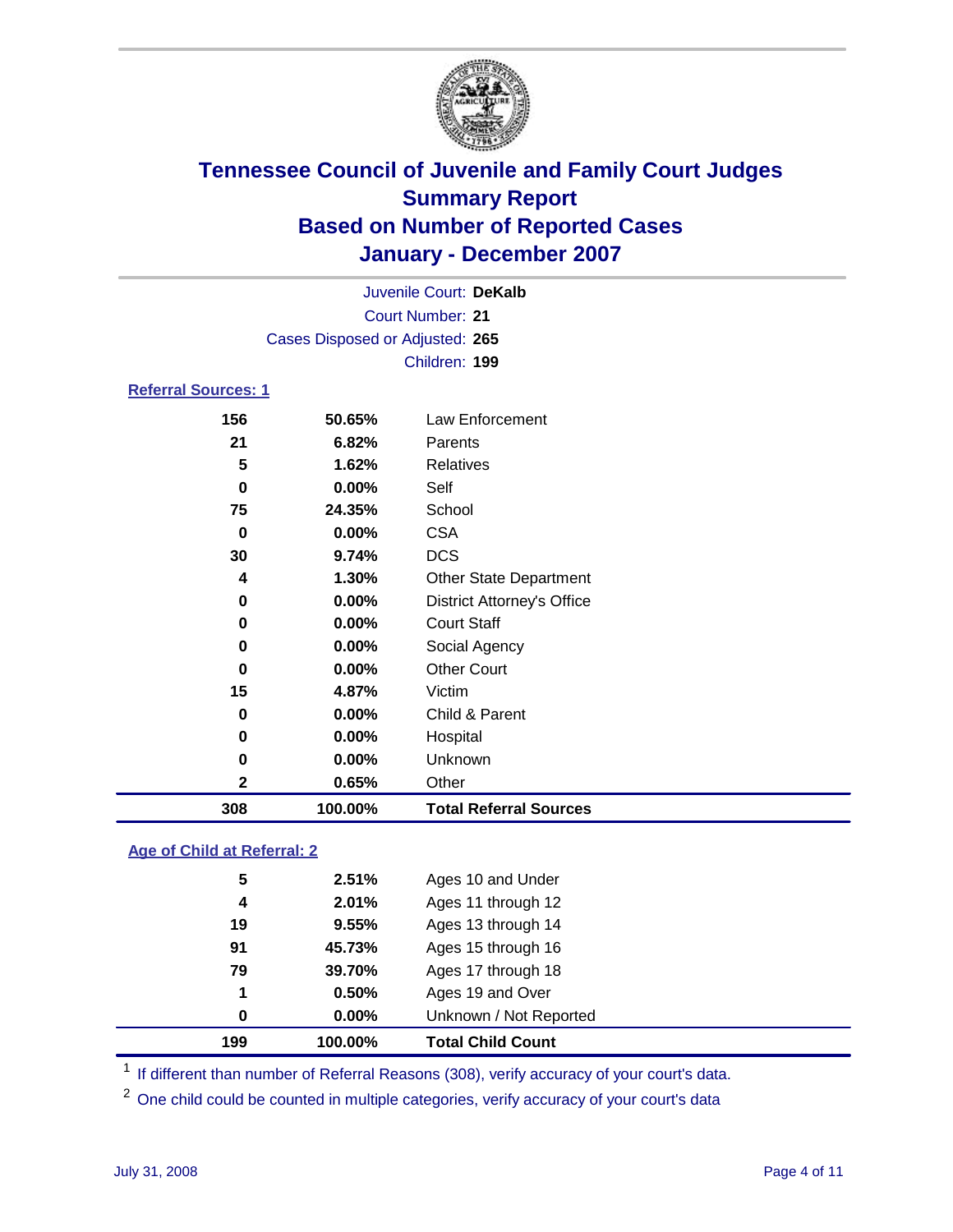# Tennessee Council of Juvenile and Family Court Judges
## Summary Report
## Based on Number of Reported Cases
## January - December 2007

Juvenile Court: **DeKalb**
Court Number: **21**
Cases Disposed or Adjusted: **265**
Children: **199**

### Referral Sources: 1

| | | |
|---|---|---|
| 156 | 50.65% | Law Enforcement |
| 21 | 6.82% | Parents |
| 5 | 1.62% | Relatives |
| 0 | 0.00% | Self |
| 75 | 24.35% | School |
| 0 | 0.00% | CSA |
| 30 | 9.74% | DCS |
| 4 | 1.30% | Other State Department |
| 0 | 0.00% | District Attorney's Office |
| 0 | 0.00% | Court Staff |
| 0 | 0.00% | Social Agency |
| 0 | 0.00% | Other Court |
| 15 | 4.87% | Victim |
| 0 | 0.00% | Child & Parent |
| 0 | 0.00% | Hospital |
| 0 | 0.00% | Unknown |
| 2 | 0.65% | Other |
| **308** | **100.00%** | **Total Referral Sources** |

### Age of Child at Referral: 2

| | | |
|---|---|---|
| 5 | 2.51% | Ages 10 and Under |
| 4 | 2.01% | Ages 11 through 12 |
| 19 | 9.55% | Ages 13 through 14 |
| 91 | 45.73% | Ages 15 through 16 |
| 79 | 39.70% | Ages 17 through 18 |
| 1 | 0.50% | Ages 19 and Over |
| 0 | 0.00% | Unknown / Not Reported |
| **199** | **100.00%** | **Total Child Count** |

[1] If different than number of Referral Reasons (308), verify accuracy of your court's data.

[2] One child could be counted in multiple categories, verify accuracy of your court's data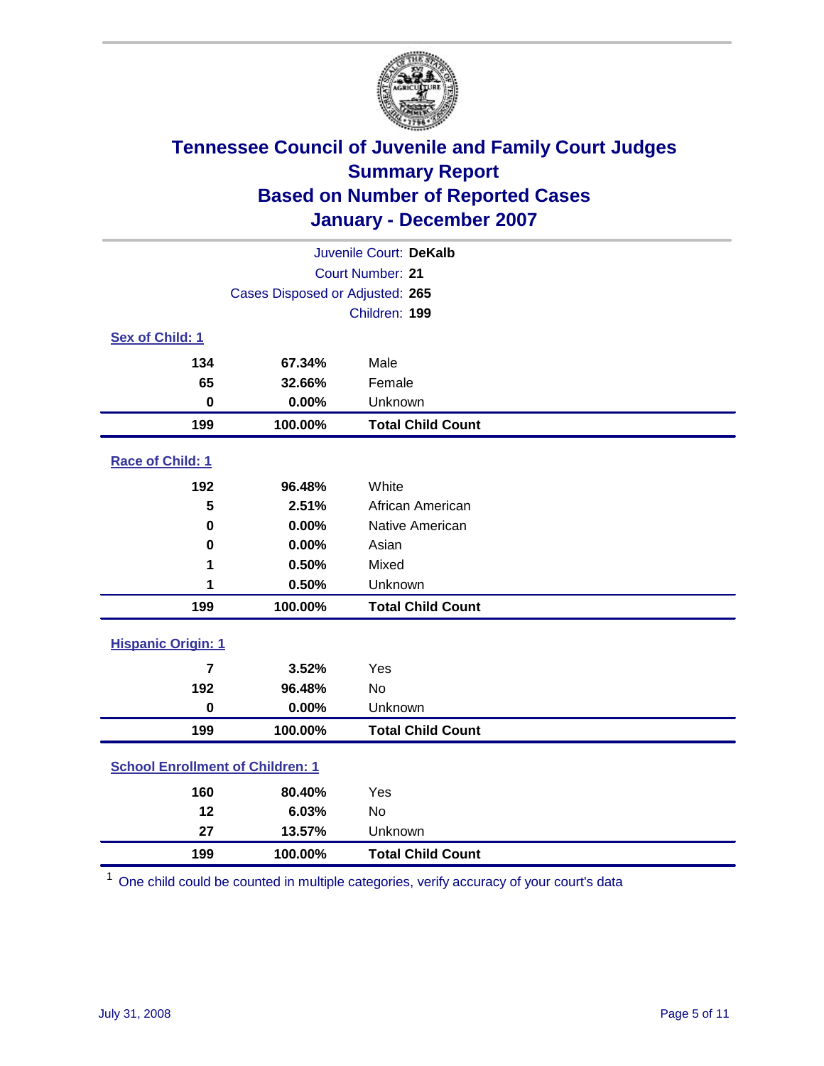# Tennessee Council of Juvenile and Family Court Judges
## Summary Report
## Based on Number of Reported Cases
## January - December 2007

Juvenile Court: **DeKalb**
Court Number: **21**
Cases Disposed or Adjusted: **265**
Children: **199**

### Sex of Child: 1

| Count | Percent | Category |
|---|---|---|
| 134 | 67.34% | Male |
| 65 | 32.66% | Female |
| 0 | 0.00% | Unknown |
| **199** | **100.00%** | **Total Child Count** |

### Race of Child: 1

| Count | Percent | Category |
|---|---|---|
| 192 | 96.48% | White |
| 5 | 2.51% | African American |
| 0 | 0.00% | Native American |
| 0 | 0.00% | Asian |
| 1 | 0.50% | Mixed |
| 1 | 0.50% | Unknown |
| **199** | **100.00%** | **Total Child Count** |

### Hispanic Origin: 1

| Count | Percent | Category |
|---|---|---|
| 7 | 3.52% | Yes |
| 192 | 96.48% | No |
| 0 | 0.00% | Unknown |
| **199** | **100.00%** | **Total Child Count** |

### School Enrollment of Children: 1

| Count | Percent | Category |
|---|---|---|
| 160 | 80.40% | Yes |
| 12 | 6.03% | No |
| 27 | 13.57% | Unknown |
| **199** | **100.00%** | **Total Child Count** |

[1] One child could be counted in multiple categories, verify accuracy of your court's data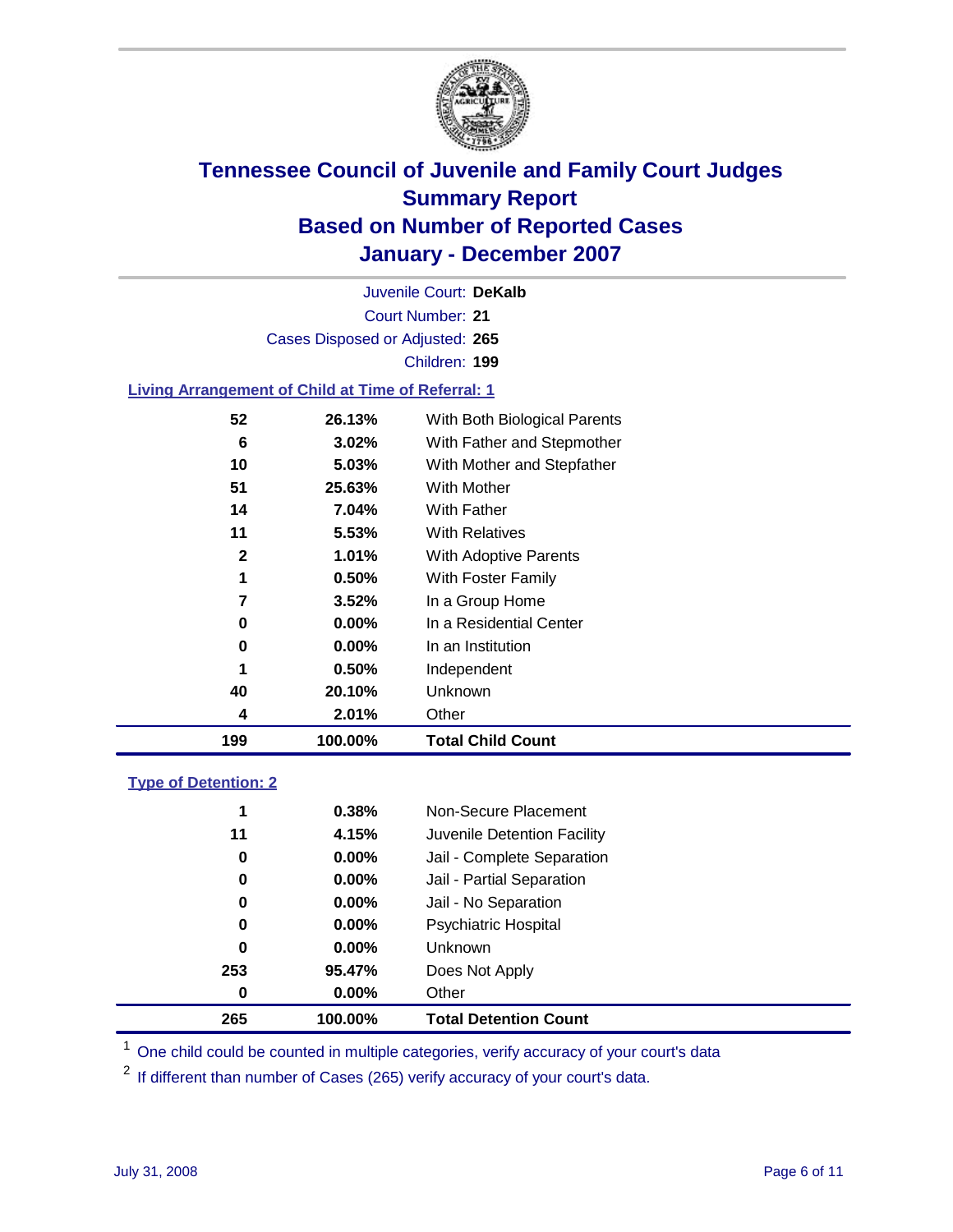# Tennessee Council of Juvenile and Family Court Judges
## Summary Report
## Based on Number of Reported Cases
## January - December 2007

Juvenile Court: **DeKalb**

Court Number: **21**

Cases Disposed or Adjusted: **265**

Children: **199**

### Living Arrangement of Child at Time of Referral: 1

| Count | Percent | Living Arrangement |
|---|---|---|
| 52 | 26.13% | With Both Biological Parents |
| 6 | 3.02% | With Father and Stepmother |
| 10 | 5.03% | With Mother and Stepfather |
| 51 | 25.63% | With Mother |
| 14 | 7.04% | With Father |
| 11 | 5.53% | With Relatives |
| 2 | 1.01% | With Adoptive Parents |
| 1 | 0.50% | With Foster Family |
| 7 | 3.52% | In a Group Home |
| 0 | 0.00% | In a Residential Center |
| 0 | 0.00% | In an Institution |
| 1 | 0.50% | Independent |
| 40 | 20.10% | Unknown |
| 4 | 2.01% | Other |
| **199** | **100.00%** | **Total Child Count** |

### Type of Detention: 2

| Count | Percent | Type of Detention |
|---|---|---|
| 1 | 0.38% | Non-Secure Placement |
| 11 | 4.15% | Juvenile Detention Facility |
| 0 | 0.00% | Jail - Complete Separation |
| 0 | 0.00% | Jail - Partial Separation |
| 0 | 0.00% | Jail - No Separation |
| 0 | 0.00% | Psychiatric Hospital |
| 0 | 0.00% | Unknown |
| 253 | 95.47% | Does Not Apply |
| 0 | 0.00% | Other |
| **265** | **100.00%** | **Total Detention Count** |

[1] One child could be counted in multiple categories, verify accuracy of your court's data

[2] If different than number of Cases (265) verify accuracy of your court's data.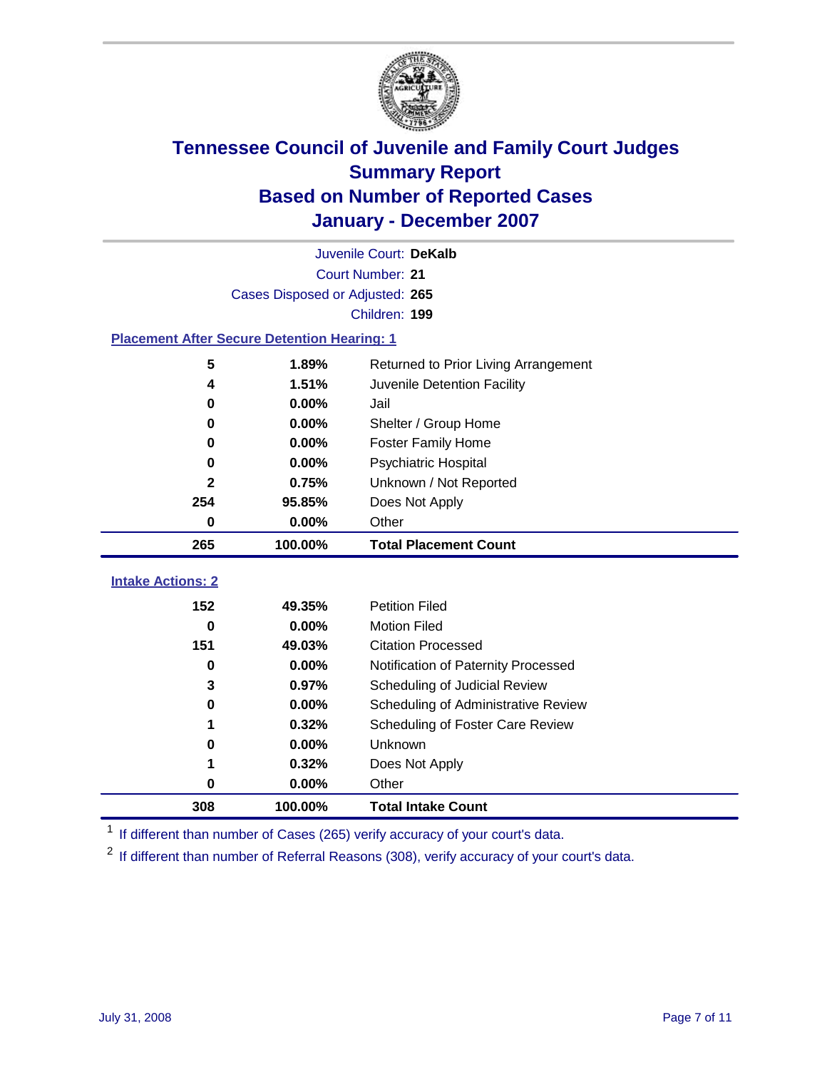# Tennessee Council of Juvenile and Family Court Judges
## Summary Report
## Based on Number of Reported Cases
## January - December 2007

Juvenile Court: **DeKalb**

Court Number: **21**

Cases Disposed or Adjusted: **265**

Children: **199**

### Placement After Secure Detention Hearing: 1

| | | |
|---|---|---|
| 5 | 1.89% | Returned to Prior Living Arrangement |
| 4 | 1.51% | Juvenile Detention Facility |
| 0 | 0.00% | Jail |
| 0 | 0.00% | Shelter / Group Home |
| 0 | 0.00% | Foster Family Home |
| 0 | 0.00% | Psychiatric Hospital |
| 2 | 0.75% | Unknown / Not Reported |
| 254 | 95.85% | Does Not Apply |
| 0 | 0.00% | Other |
| **265** | **100.00%** | **Total Placement Count** |

### Intake Actions: 2

| | | |
|---|---|---|
| 152 | 49.35% | Petition Filed |
| 0 | 0.00% | Motion Filed |
| 151 | 49.03% | Citation Processed |
| 0 | 0.00% | Notification of Paternity Processed |
| 3 | 0.97% | Scheduling of Judicial Review |
| 0 | 0.00% | Scheduling of Administrative Review |
| 1 | 0.32% | Scheduling of Foster Care Review |
| 0 | 0.00% | Unknown |
| 1 | 0.32% | Does Not Apply |
| 0 | 0.00% | Other |
| **308** | **100.00%** | **Total Intake Count** |

[1] If different than number of Cases (265) verify accuracy of your court's data.

[2] If different than number of Referral Reasons (308), verify accuracy of your court's data.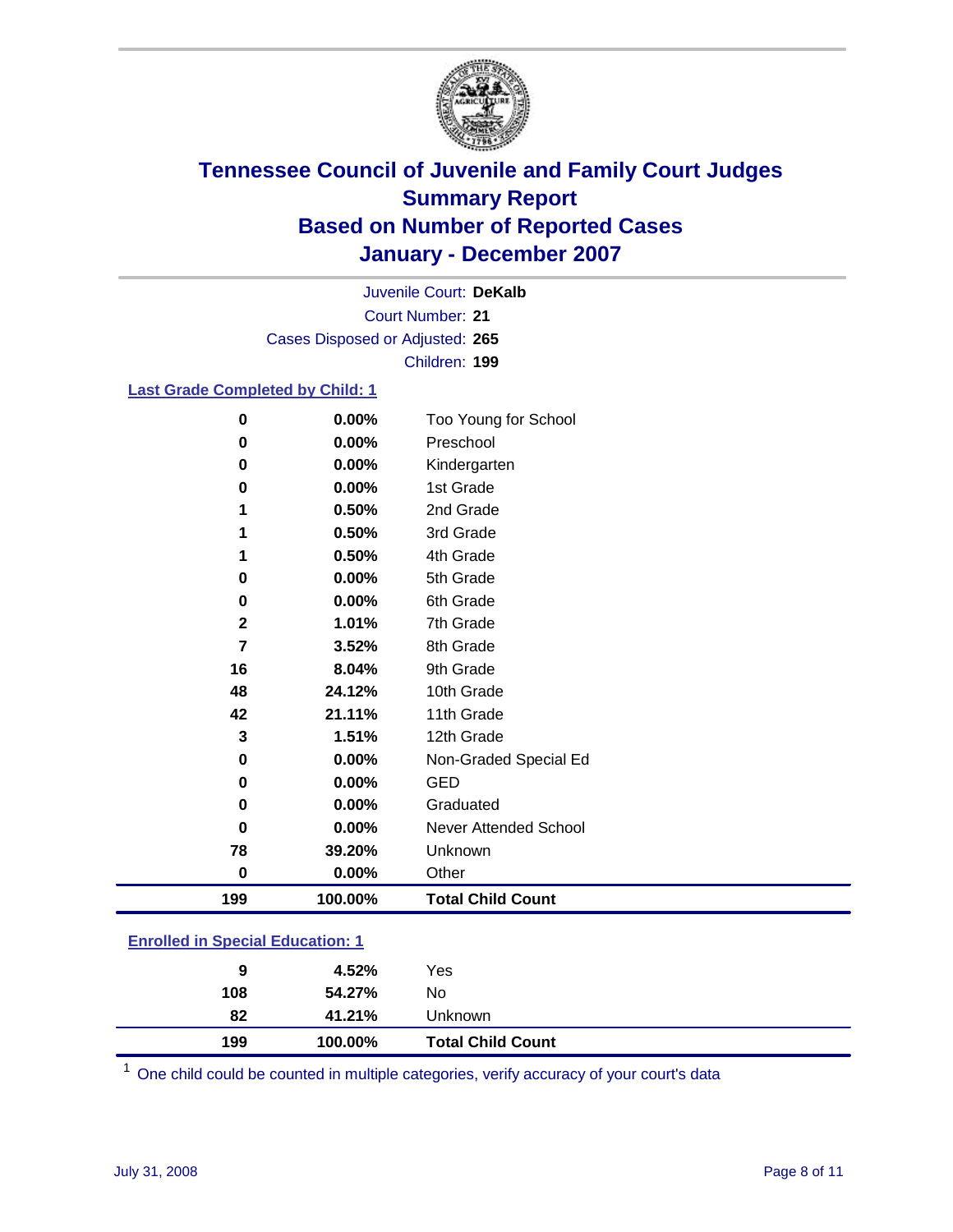# Tennessee Council of Juvenile and Family Court Judges
# Summary Report
# Based on Number of Reported Cases
# January - December 2007

Juvenile Court: **DeKalb**
Court Number: **21**
Cases Disposed or Adjusted: **265**
Children: **199**

### Last Grade Completed by Child: 1

| Count | Percent | Category |
|---|---|---|
| 0 | 0.00% | Too Young for School |
| 0 | 0.00% | Preschool |
| 0 | 0.00% | Kindergarten |
| 0 | 0.00% | 1st Grade |
| 1 | 0.50% | 2nd Grade |
| 1 | 0.50% | 3rd Grade |
| 1 | 0.50% | 4th Grade |
| 0 | 0.00% | 5th Grade |
| 0 | 0.00% | 6th Grade |
| 2 | 1.01% | 7th Grade |
| 7 | 3.52% | 8th Grade |
| 16 | 8.04% | 9th Grade |
| 48 | 24.12% | 10th Grade |
| 42 | 21.11% | 11th Grade |
| 3 | 1.51% | 12th Grade |
| 0 | 0.00% | Non-Graded Special Ed |
| 0 | 0.00% | GED |
| 0 | 0.00% | Graduated |
| 0 | 0.00% | Never Attended School |
| 78 | 39.20% | Unknown |
| 0 | 0.00% | Other |
| **199** | **100.00%** | **Total Child Count** |

### Enrolled in Special Education: 1

| Count | Percent | Category |
|---|---|---|
| 9 | 4.52% | Yes |
| 108 | 54.27% | No |
| 82 | 41.21% | Unknown |
| **199** | **100.00%** | **Total Child Count** |

[1] One child could be counted in multiple categories, verify accuracy of your court's data

July 31, 2008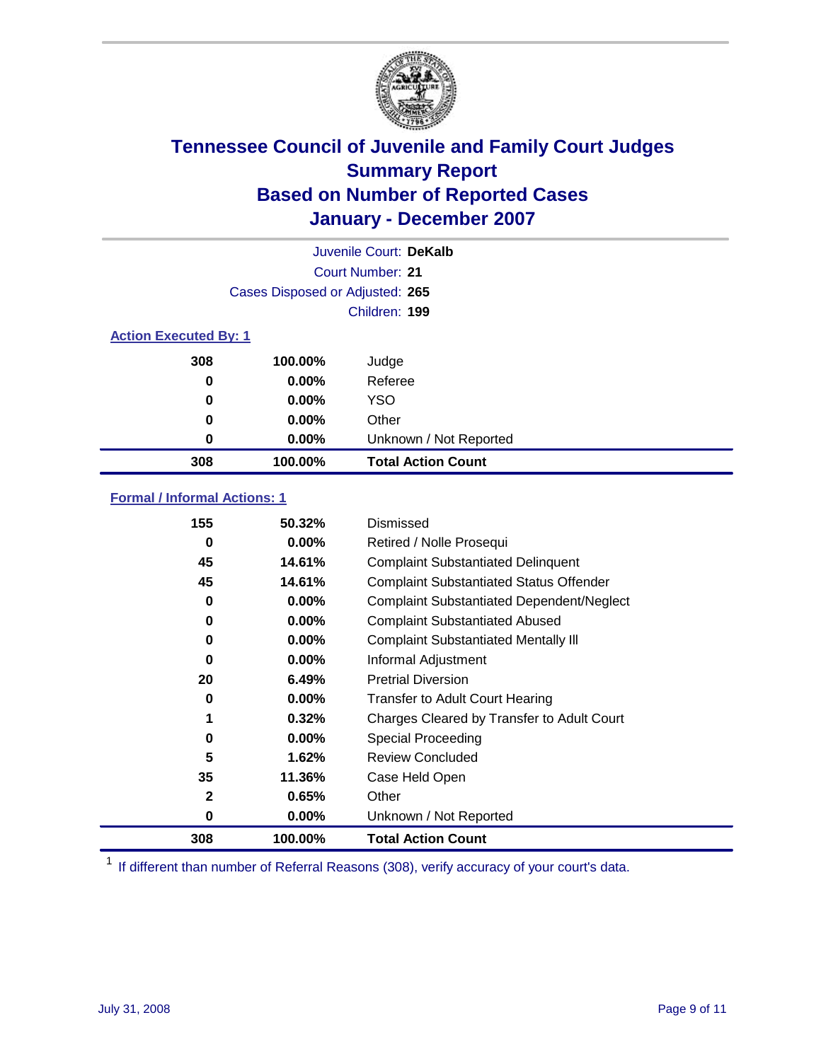# Tennessee Council of Juvenile and Family Court Judges
## Summary Report
## Based on Number of Reported Cases
## January - December 2007

Juvenile Court: **DeKalb**

Court Number: **21**

Cases Disposed or Adjusted: **265**

Children: **199**

### Action Executed By: 1

| | | |
|---|---|---|
| 308 | 100.00% | Judge |
| 0 | 0.00% | Referee |
| 0 | 0.00% | YSO |
| 0 | 0.00% | Other |
| 0 | 0.00% | Unknown / Not Reported |
| **308** | **100.00%** | **Total Action Count** |

### Formal / Informal Actions: 1

| | | |
|---|---|---|
| 155 | 50.32% | Dismissed |
| 0 | 0.00% | Retired / Nolle Prosequi |
| 45 | 14.61% | Complaint Substantiated Delinquent |
| 45 | 14.61% | Complaint Substantiated Status Offender |
| 0 | 0.00% | Complaint Substantiated Dependent/Neglect |
| 0 | 0.00% | Complaint Substantiated Abused |
| 0 | 0.00% | Complaint Substantiated Mentally Ill |
| 0 | 0.00% | Informal Adjustment |
| 20 | 6.49% | Pretrial Diversion |
| 0 | 0.00% | Transfer to Adult Court Hearing |
| 1 | 0.32% | Charges Cleared by Transfer to Adult Court |
| 0 | 0.00% | Special Proceeding |
| 5 | 1.62% | Review Concluded |
| 35 | 11.36% | Case Held Open |
| 2 | 0.65% | Other |
| 0 | 0.00% | Unknown / Not Reported |
| **308** | **100.00%** | **Total Action Count** |

[1] If different than number of Referral Reasons (308), verify accuracy of your court's data.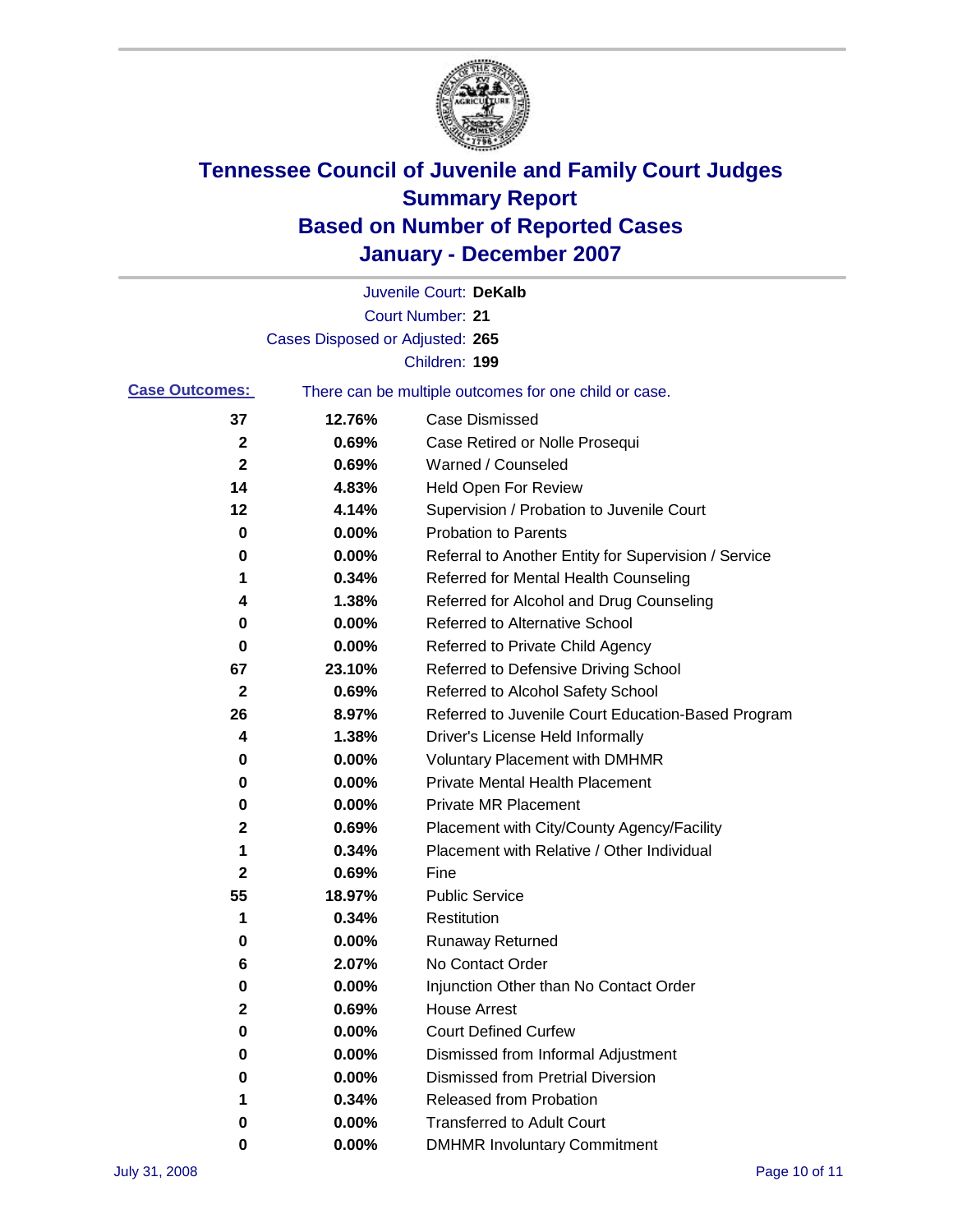# Tennessee Council of Juvenile and Family Court Judges
## Summary Report
## Based on Number of Reported Cases
## January - December 2007

Juvenile Court: **DeKalb**

Court Number: **21**

Cases Disposed or Adjusted: **265**

Children: **199**

**Case Outcomes:** There can be multiple outcomes for one child or case.

| Count | Percent | Outcome |
|---|---|---|
| 37 | 12.76% | Case Dismissed |
| 2 | 0.69% | Case Retired or Nolle Prosequi |
| 2 | 0.69% | Warned / Counseled |
| 14 | 4.83% | Held Open For Review |
| 12 | 4.14% | Supervision / Probation to Juvenile Court |
| 0 | 0.00% | Probation to Parents |
| 0 | 0.00% | Referral to Another Entity for Supervision / Service |
| 1 | 0.34% | Referred for Mental Health Counseling |
| 4 | 1.38% | Referred for Alcohol and Drug Counseling |
| 0 | 0.00% | Referred to Alternative School |
| 0 | 0.00% | Referred to Private Child Agency |
| 67 | 23.10% | Referred to Defensive Driving School |
| 2 | 0.69% | Referred to Alcohol Safety School |
| 26 | 8.97% | Referred to Juvenile Court Education-Based Program |
| 4 | 1.38% | Driver's License Held Informally |
| 0 | 0.00% | Voluntary Placement with DMHMR |
| 0 | 0.00% | Private Mental Health Placement |
| 0 | 0.00% | Private MR Placement |
| 2 | 0.69% | Placement with City/County Agency/Facility |
| 1 | 0.34% | Placement with Relative / Other Individual |
| 2 | 0.69% | Fine |
| 55 | 18.97% | Public Service |
| 1 | 0.34% | Restitution |
| 0 | 0.00% | Runaway Returned |
| 6 | 2.07% | No Contact Order |
| 0 | 0.00% | Injunction Other than No Contact Order |
| 2 | 0.69% | House Arrest |
| 0 | 0.00% | Court Defined Curfew |
| 0 | 0.00% | Dismissed from Informal Adjustment |
| 0 | 0.00% | Dismissed from Pretrial Diversion |
| 1 | 0.34% | Released from Probation |
| 0 | 0.00% | Transferred to Adult Court |
| 0 | 0.00% | DMHMR Involuntary Commitment |

July 31, 2008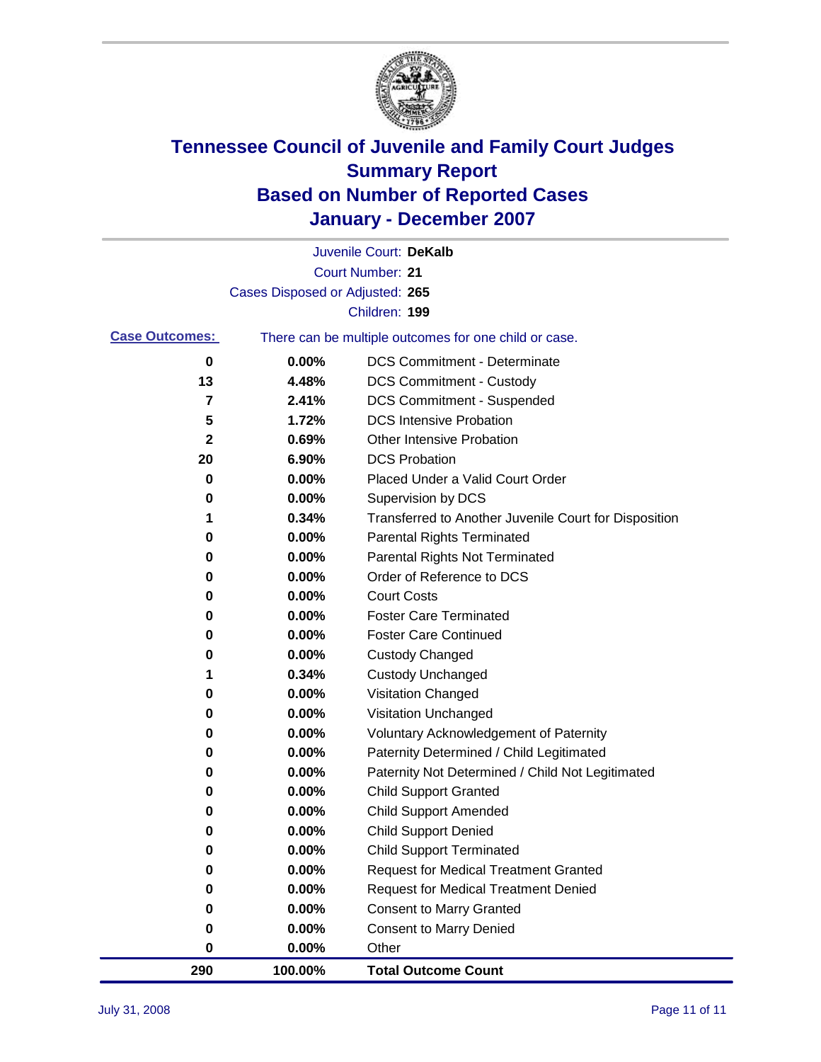# Tennessee Council of Juvenile and Family Court Judges
# Summary Report
# Based on Number of Reported Cases
# January - December 2007

Juvenile Court: **DeKalb**

Court Number: **21**

Cases Disposed or Adjusted: **265**

Children: **199**

**Case Outcomes:** There can be multiple outcomes for one child or case.

| | | |
|---|---|---|
| 0 | 0.00% | DCS Commitment - Determinate |
| 13 | 4.48% | DCS Commitment - Custody |
| 7 | 2.41% | DCS Commitment - Suspended |
| 5 | 1.72% | DCS Intensive Probation |
| 2 | 0.69% | Other Intensive Probation |
| 20 | 6.90% | DCS Probation |
| 0 | 0.00% | Placed Under a Valid Court Order |
| 0 | 0.00% | Supervision by DCS |
| 1 | 0.34% | Transferred to Another Juvenile Court for Disposition |
| 0 | 0.00% | Parental Rights Terminated |
| 0 | 0.00% | Parental Rights Not Terminated |
| 0 | 0.00% | Order of Reference to DCS |
| 0 | 0.00% | Court Costs |
| 0 | 0.00% | Foster Care Terminated |
| 0 | 0.00% | Foster Care Continued |
| 0 | 0.00% | Custody Changed |
| 1 | 0.34% | Custody Unchanged |
| 0 | 0.00% | Visitation Changed |
| 0 | 0.00% | Visitation Unchanged |
| 0 | 0.00% | Voluntary Acknowledgement of Paternity |
| 0 | 0.00% | Paternity Determined / Child Legitimated |
| 0 | 0.00% | Paternity Not Determined / Child Not Legitimated |
| 0 | 0.00% | Child Support Granted |
| 0 | 0.00% | Child Support Amended |
| 0 | 0.00% | Child Support Denied |
| 0 | 0.00% | Child Support Terminated |
| 0 | 0.00% | Request for Medical Treatment Granted |
| 0 | 0.00% | Request for Medical Treatment Denied |
| 0 | 0.00% | Consent to Marry Granted |
| 0 | 0.00% | Consent to Marry Denied |
| 0 | 0.00% | Other |
| **290** | **100.00%** | **Total Outcome Count** |

July 31, 2008